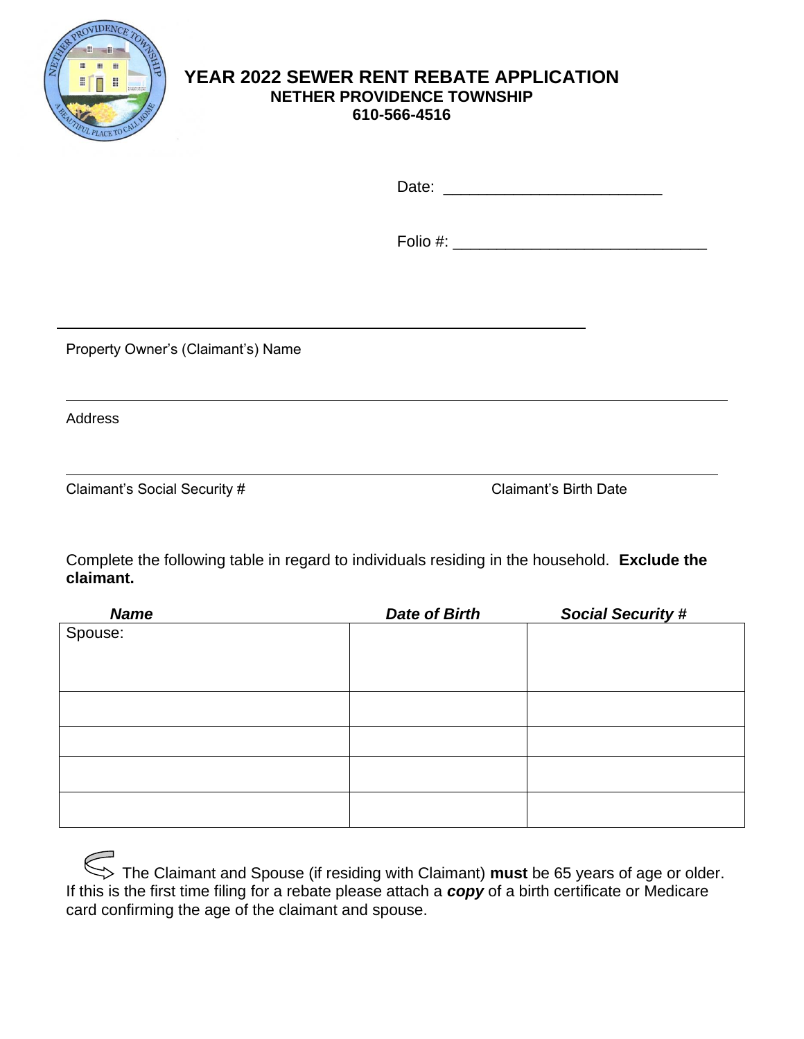# YEAR 2022 SEWER RENT REBATE APPLICATION

**NETHER PROVIDENCE TOWNSHIP**

**610-566-4516**

Date: _________________________

Folio #: ____________________________

_____________________________________________

Property Owner's (Claimant's) Name

_____________________________________________

Address

_____________________________________________

Claimant's Social Security # Claimant's Birth Date

Complete the following table in regard to individuals residing in the household. **Exclude the claimant.**

| ***Name*** | ***Date of Birth*** | ***Social Security #*** |
| --- | --- | --- |
| Spouse: | | |
| | | |
| | | |
| | | |
| | | |

The Claimant and Spouse (if residing with Claimant) **must** be 65 years of age or older. If this is the first time filing for a rebate please attach a ***copy*** of a birth certificate or Medicare card confirming the age of the claimant and spouse.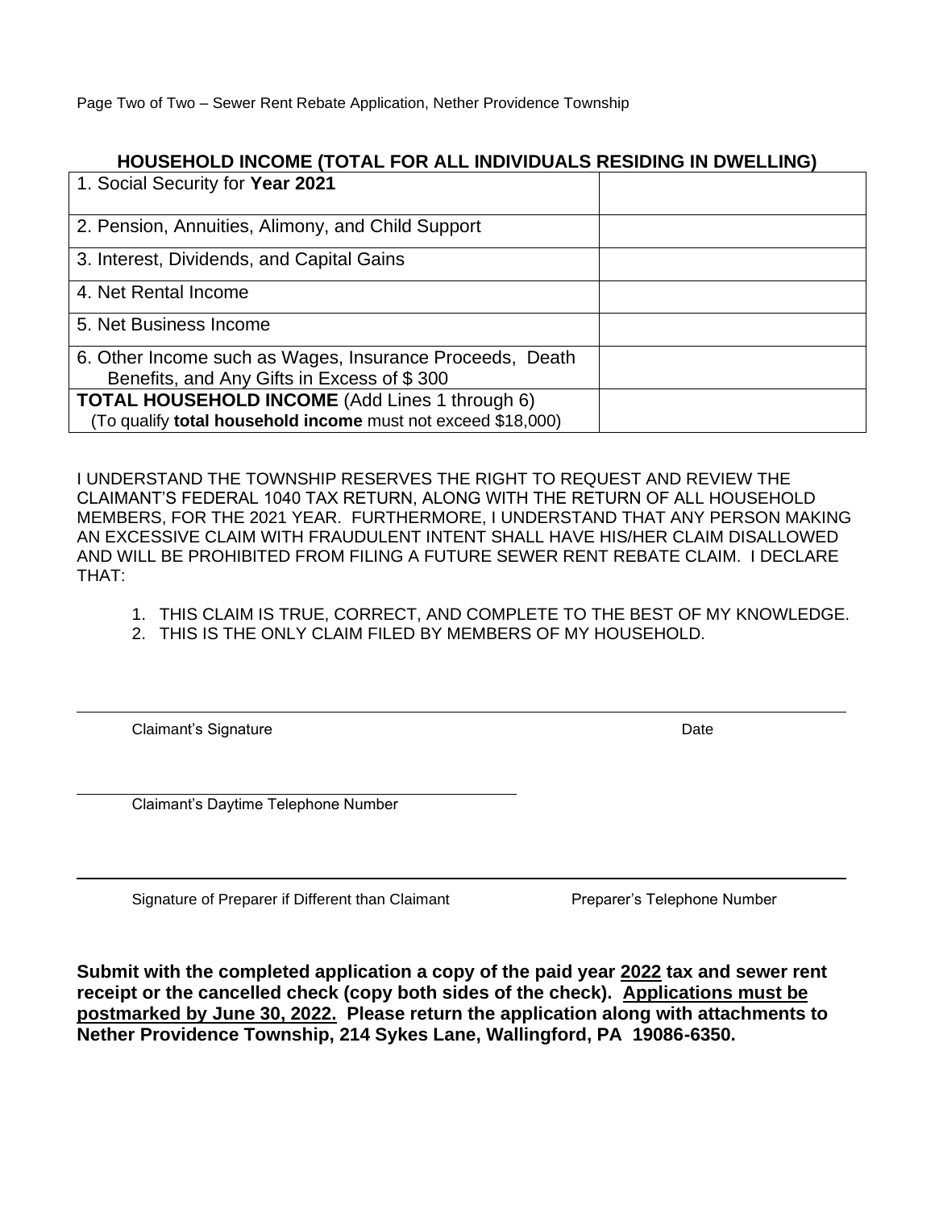## HOUSEHOLD INCOME (TOTAL FOR ALL INDIVIDUALS RESIDING IN DWELLING)

| | |
|---|---|
| 1. Social Security for **Year 2021** | |
| 2. Pension, Annuities, Alimony, and Child Support | |
| 3. Interest, Dividends, and Capital Gains | |
| 4. Net Rental Income | |
| 5. Net Business Income | |
| 6. Other Income such as Wages, Insurance Proceeds, Death Benefits, and Any Gifts in Excess of $ 300 | |
| **TOTAL HOUSEHOLD INCOME** (Add Lines 1 through 6) (To qualify **total household income** must not exceed $18,000) | |

I UNDERSTAND THE TOWNSHIP RESERVES THE RIGHT TO REQUEST AND REVIEW THE CLAIMANT'S FEDERAL 1040 TAX RETURN, ALONG WITH THE RETURN OF ALL HOUSEHOLD MEMBERS, FOR THE 2021 YEAR. FURTHERMORE, I UNDERSTAND THAT ANY PERSON MAKING AN EXCESSIVE CLAIM WITH FRAUDULENT INTENT SHALL HAVE HIS/HER CLAIM DISALLOWED AND WILL BE PROHIBITED FROM FILING A FUTURE SEWER RENT REBATE CLAIM. I DECLARE THAT:

1. THIS CLAIM IS TRUE, CORRECT, AND COMPLETE TO THE BEST OF MY KNOWLEDGE.
2. THIS IS THE ONLY CLAIM FILED BY MEMBERS OF MY HOUSEHOLD.

Claimant's Signature Date

Claimant's Daytime Telephone Number

Signature of Preparer if Different than Claimant Preparer's Telephone Number

**Submit with the completed application a copy of the paid year <u>2022</u> tax and sewer rent receipt or the cancelled check (copy both sides of the check). <u>Applications must be postmarked by June 30, 2022.</u> Please return the application along with attachments to Nether Providence Township, 214 Sykes Lane, Wallingford, PA 19086-6350.**